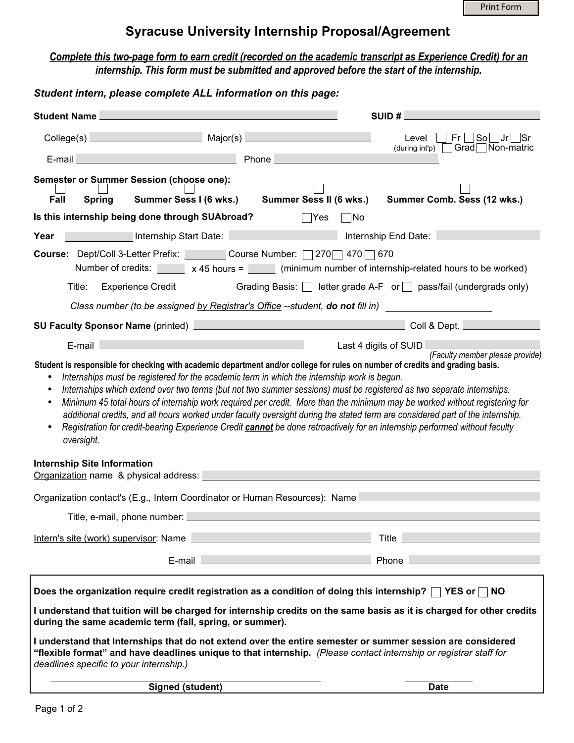Print Form

# Syracuse University Internship Proposal/Agreement

***Complete this two-page form to earn credit (recorded on the academic transcript as Experience Credit) for an internship. This form must be submitted and approved before the start of the internship.***

***Student intern, please complete ALL information on this page:***

**Student Name** ____________________ **SUID #** ____________________

College(s) ____________ Major(s) ____________ Level (during int'p) ☐ Fr ☐ So ☐ Jr ☐ Sr ☐ Grad ☐ Non-matric

E-mail ____________________ Phone ____________________

**Semester or Summer Session (choose one):**

☐ **Fall** ☐ **Spring** ☐ **Summer Sess I (6 wks.)** ☐ **Summer Sess II (6 wks.)** ☐ **Summer Comb. Sess (12 wks.)**

**Is this internship being done through SUAbroad?** ☐ Yes ☐ No

**Year** ________ Internship Start Date: ____________ Internship End Date: ____________

**Course:** Dept/Coll 3-Letter Prefix: ______ Course Number: ☐ 270 ☐ 470 ☐ 670

Number of credits: ______ x 45 hours = ______ (minimum number of internship-related hours to be worked)

Title: Experience Credit Grading Basis: ☐ letter grade A-F or ☐ pass/fail (undergrads only)

*Class number (to be assigned by Registrar's Office --student, **do not** fill in)* ____________

**SU Faculty Sponsor Name** (printed) ____________________ Coll & Dept. ____________

E-mail ____________________ Last 4 digits of SUID ____________ *(Faculty member please provide)*

**Student is responsible for checking with academic department and/or college for rules on number of credits and grading basis.**

- *Internships must be registered for the academic term in which the internship work is begun.*
- *Internships which extend over two terms (but not two summer sessions) must be registered as two separate internships.*
- *Minimum 45 total hours of internship work required per credit. More than the minimum may be worked without registering for additional credits, and all hours worked under faculty oversight during the stated term are considered part of the internship.*
- *Registration for credit-bearing Experience Credit **cannot** be done retroactively for an internship performed without faculty oversight.*

**Internship Site Information**

Organization name & physical address: ____________________

Organization contact's (E.g., Intern Coordinator or Human Resources): Name ____________________

Title, e-mail, phone number: ____________________

Intern's site (work) supervisor: Name ____________________ Title ____________________

E-mail ____________________ Phone ____________________

**Does the organization require credit registration as a condition of doing this internship?** ☐ **YES or** ☐ **NO**

**I understand that tuition will be charged for internship credits on the same basis as it is charged for other credits during the same academic term (fall, spring, or summer).**

**I understand that Internships that do not extend over the entire semester or summer session are considered "flexible format" and have deadlines unique to that internship.** *(Please contact internship or registrar staff for deadlines specific to your internship.)*

____________________ ____________

**Signed (student)** **Date**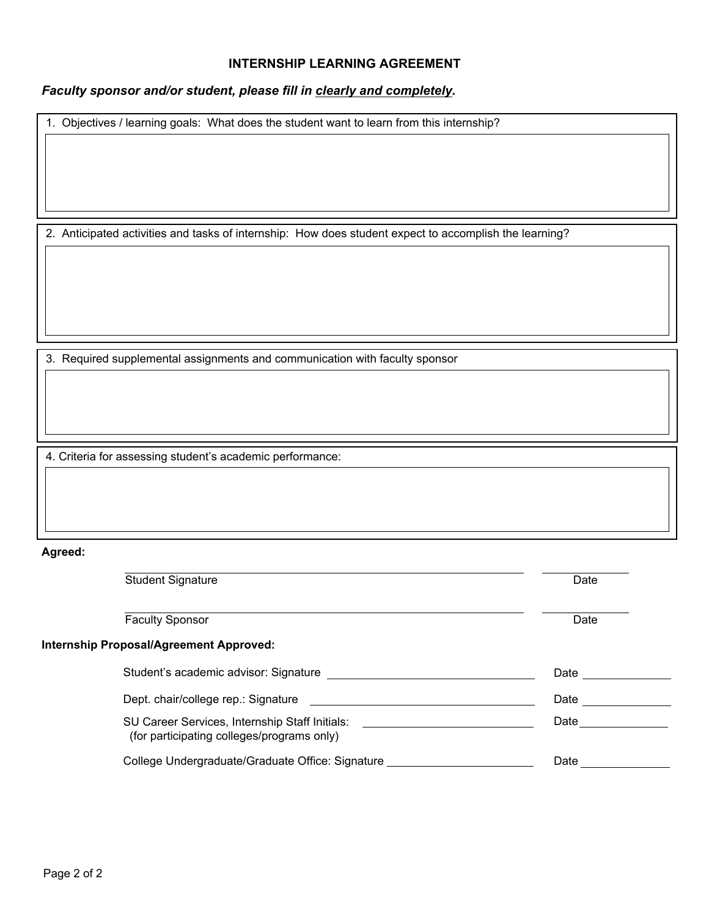## INTERNSHIP LEARNING AGREEMENT

***Faculty sponsor and/or student, please fill in clearly and completely.***

1. Objectives / learning goals: What does the student want to learn from this internship?

2. Anticipated activities and tasks of internship: How does student expect to accomplish the learning?

3. Required supplemental assignments and communication with faculty sponsor

4. Criteria for assessing student's academic performance:

**Agreed:**

Student Signature ______________________ Date ________

Faculty Sponsor ______________________ Date ________

**Internship Proposal/Agreement Approved:**

Student's academic advisor: Signature ______________________ Date ________

Dept. chair/college rep.: Signature ______________________ Date ________

SU Career Services, Internship Staff Initials: ______________________ Date ________
(for participating colleges/programs only)

College Undergraduate/Graduate Office: Signature ______________________ Date ________